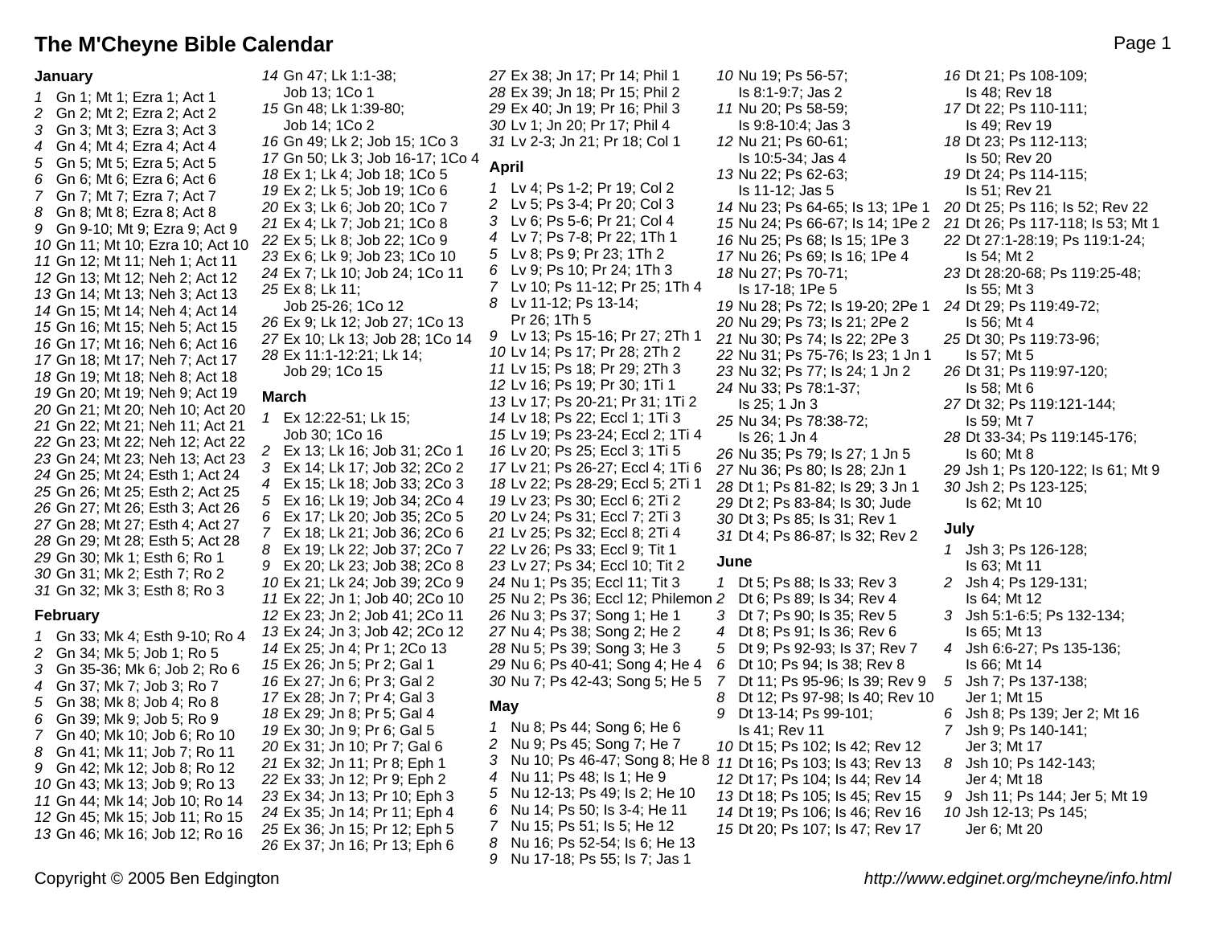# The M'Cheyne Bible Calendar

## January

1 Gn 1; Mt 1; Ezra 1; Act 1
2 Gn 2; Mt 2; Ezra 2; Act 2
3 Gn 3; Mt 3; Ezra 3; Act 3
4 Gn 4; Mt 4; Ezra 4; Act 4
5 Gn 5; Mt 5; Ezra 5; Act 5
6 Gn 6; Mt 6; Ezra 6; Act 6
7 Gn 7; Mt 7; Ezra 7; Act 7
8 Gn 8; Mt 8; Ezra 8; Act 8
9 Gn 9-10; Mt 9; Ezra 9; Act 9
10 Gn 11; Mt 10; Ezra 10; Act 10
11 Gn 12; Mt 11; Neh 1; Act 11
12 Gn 13; Mt 12; Neh 2; Act 12
13 Gn 14; Mt 13; Neh 3; Act 13
14 Gn 15; Mt 14; Neh 4; Act 14
15 Gn 16; Mt 15; Neh 5; Act 15
16 Gn 17; Mt 16; Neh 6; Act 16
17 Gn 18; Mt 17; Neh 7; Act 17
18 Gn 19; Mt 18; Neh 8; Act 18
19 Gn 20; Mt 19; Neh 9; Act 19
20 Gn 21; Mt 20; Neh 10; Act 20
21 Gn 22; Mt 21; Neh 11; Act 21
22 Gn 23; Mt 22; Neh 12; Act 22
23 Gn 24; Mt 23; Neh 13; Act 23
24 Gn 25; Mt 24; Esth 1; Act 24
25 Gn 26; Mt 25; Esth 2; Act 25
26 Gn 27; Mt 26; Esth 3; Act 26
27 Gn 28; Mt 27; Esth 4; Act 27
28 Gn 29; Mt 28; Esth 5; Act 28
29 Gn 30; Mk 1; Esth 6; Ro 1
30 Gn 31; Mk 2; Esth 7; Ro 2
31 Gn 32; Mk 3; Esth 8; Ro 3

## February

1 Gn 33; Mk 4; Esth 9-10; Ro 4
2 Gn 34; Mk 5; Job 1; Ro 5
3 Gn 35-36; Mk 6; Job 2; Ro 6
4 Gn 37; Mk 7; Job 3; Ro 7
5 Gn 38; Mk 8; Job 4; Ro 8
6 Gn 39; Mk 9; Job 5; Ro 9
7 Gn 40; Mk 10; Job 6; Ro 10
8 Gn 41; Mk 11; Job 7; Ro 11
9 Gn 42; Mk 12; Job 8; Ro 12
10 Gn 43; Mk 13; Job 9; Ro 13
11 Gn 44; Mk 14; Job 10; Ro 14
12 Gn 45; Mk 15; Job 11; Ro 15
13 Gn 46; Mk 16; Job 12; Ro 16
14 Gn 47; Lk 1:1-38; Job 13; 1Co 1
15 Gn 48; Lk 1:39-80; Job 14; 1Co 2
16 Gn 49; Lk 2; Job 15; 1Co 3
17 Gn 50; Lk 3; Job 16-17; 1Co 4
18 Ex 1; Lk 4; Job 18; 1Co 5
19 Ex 2; Lk 5; Job 19; 1Co 6
20 Ex 3; Lk 6; Job 20; 1Co 7
21 Ex 4; Lk 7; Job 21; 1Co 8
22 Ex 5; Lk 8; Job 22; 1Co 9
23 Ex 6; Lk 9; Job 23; 1Co 10
24 Ex 7; Lk 10; Job 24; 1Co 11
25 Ex 8; Lk 11; Job 25-26; 1Co 12
26 Ex 9; Lk 12; Job 27; 1Co 13
27 Ex 10; Lk 13; Job 28; 1Co 14
28 Ex 11:1-12:21; Lk 14; Job 29; 1Co 15

## March

1 Ex 12:22-51; Lk 15; Job 30; 1Co 16
2 Ex 13; Lk 16; Job 31; 2Co 1
3 Ex 14; Lk 17; Job 32; 2Co 2
4 Ex 15; Lk 18; Job 33; 2Co 3
5 Ex 16; Lk 19; Job 34; 2Co 4
6 Ex 17; Lk 20; Job 35; 2Co 5
7 Ex 18; Lk 21; Job 36; 2Co 6
8 Ex 19; Lk 22; Job 37; 2Co 7
9 Ex 20; Lk 23; Job 38; 2Co 8
10 Ex 21; Lk 24; Job 39; 2Co 9
11 Ex 22; Jn 1; Job 40; 2Co 10
12 Ex 23; Jn 2; Job 41; 2Co 11
13 Ex 24; Jn 3; Job 42; 2Co 12
14 Ex 25; Jn 4; Pr 1; 2Co 13
15 Ex 26; Jn 5; Pr 2; Gal 1
16 Ex 27; Jn 6; Pr 3; Gal 2
17 Ex 28; Jn 7; Pr 4; Gal 3
18 Ex 29; Jn 8; Pr 5; Gal 4
19 Ex 30; Jn 9; Pr 6; Gal 5
20 Ex 31; Jn 10; Pr 7; Gal 6
21 Ex 32; Jn 11; Pr 8; Eph 1
22 Ex 33; Jn 12; Pr 9; Eph 2
23 Ex 34; Jn 13; Pr 10; Eph 3
24 Ex 35; Jn 14; Pr 11; Eph 4
25 Ex 36; Jn 15; Pr 12; Eph 5
26 Ex 37; Jn 16; Pr 13; Eph 6
27 Ex 38; Jn 17; Pr 14; Phil 1
28 Ex 39; Jn 18; Pr 15; Phil 2
29 Ex 40; Jn 19; Pr 16; Phil 3
30 Lv 1; Jn 20; Pr 17; Phil 4
31 Lv 2-3; Jn 21; Pr 18; Col 1

## April

1 Lv 4; Ps 1-2; Pr 19; Col 2
2 Lv 5; Ps 3-4; Pr 20; Col 3
3 Lv 6; Ps 5-6; Pr 21; Col 4
4 Lv 7; Ps 7-8; Pr 22; 1Th 1
5 Lv 8; Ps 9; Pr 23; 1Th 2
6 Lv 9; Ps 10; Pr 24; 1Th 3
7 Lv 10; Ps 11-12; Pr 25; 1Th 4
8 Lv 11-12; Ps 13-14; Pr 26; 1Th 5
9 Lv 13; Ps 15-16; Pr 27; 2Th 1
10 Lv 14; Ps 17; Pr 28; 2Th 2
11 Lv 15; Ps 18; Pr 29; 2Th 3
12 Lv 16; Ps 19; Pr 30; 1Ti 1
13 Lv 17; Ps 20-21; Pr 31; 1Ti 2
14 Lv 18; Ps 22; Eccl 1; 1Ti 3
15 Lv 19; Ps 23-24; Eccl 2; 1Ti 4
16 Lv 20; Ps 25; Eccl 3; 1Ti 5
17 Lv 21; Ps 26-27; Eccl 4; 1Ti 6
18 Lv 22; Ps 28-29; Eccl 5; 2Ti 1
19 Lv 23; Ps 30; Eccl 6; 2Ti 2
20 Lv 24; Ps 31; Eccl 7; 2Ti 3
21 Lv 25; Ps 32; Eccl 8; 2Ti 4
22 Lv 26; Ps 33; Eccl 9; Tit 1
23 Lv 27; Ps 34; Eccl 10; Tit 2
24 Nu 1; Ps 35; Eccl 11; Tit 3
25 Nu 2; Ps 36; Eccl 12; Philemon
26 Nu 3; Ps 37; Song 1; He 1
27 Nu 4; Ps 38; Song 2; He 2
28 Nu 5; Ps 39; Song 3; He 3
29 Nu 6; Ps 40-41; Song 4; He 4
30 Nu 7; Ps 42-43; Song 5; He 5

## May

1 Nu 8; Ps 44; Song 6; He 6
2 Nu 9; Ps 45; Song 7; He 7
3 Nu 10; Ps 46-47; Song 8; He 8
4 Nu 11; Ps 48; Is 1; He 9
5 Nu 12-13; Ps 49; Is 2; He 10
6 Nu 14; Ps 50; Is 3-4; He 11
7 Nu 15; Ps 51; Is 5; He 12
8 Nu 16; Ps 52-54; Is 6; He 13
9 Nu 17-18; Ps 55; Is 7; Jas 1
10 Nu 19; Ps 56-57; Is 8:1-9:7; Jas 2
11 Nu 20; Ps 58-59; Is 9:8-10:4; Jas 3
12 Nu 21; Ps 60-61; Is 10:5-34; Jas 4
13 Nu 22; Ps 62-63; Is 11-12; Jas 5
14 Nu 23; Ps 64-65; Is 13; 1Pe 1
15 Nu 24; Ps 66-67; Is 14; 1Pe 2
16 Nu 25; Ps 68; Is 15; 1Pe 3
17 Nu 26; Ps 69; Is 16; 1Pe 4
18 Nu 27; Ps 70-71; Is 17-18; 1Pe 5
19 Nu 28; Ps 72; Is 19-20; 2Pe 1
20 Nu 29; Ps 73; Is 21; 2Pe 2
21 Nu 30; Ps 74; Is 22; 2Pe 3
22 Nu 31; Ps 75-76; Is 23; 1 Jn 1
23 Nu 32; Ps 77; Is 24; 1 Jn 2
24 Nu 33; Ps 78:1-37; Is 25; 1 Jn 3
25 Nu 34; Ps 78:38-72; Is 26; 1 Jn 4
26 Nu 35; Ps 79; Is 27; 1 Jn 5
27 Nu 36; Ps 80; Is 28; 2Jn 1
28 Dt 1; Ps 81-82; Is 29; 3 Jn 1
29 Dt 2; Ps 83-84; Is 30; Jude
30 Dt 3; Ps 85; Is 31; Rev 1
31 Dt 4; Ps 86-87; Is 32; Rev 2

## June

1 Dt 5; Ps 88; Is 33; Rev 3
2 Dt 6; Ps 89; Is 34; Rev 4
3 Dt 7; Ps 90; Is 35; Rev 5
4 Dt 8; Ps 91; Is 36; Rev 6
5 Dt 9; Ps 92-93; Is 37; Rev 7
6 Dt 10; Ps 94; Is 38; Rev 8
7 Dt 11; Ps 95-96; Is 39; Rev 9
8 Dt 12; Ps 97-98; Is 40; Rev 10
9 Dt 13-14; Ps 99-101; Is 41; Rev 11
10 Dt 15; Ps 102; Is 42; Rev 12
11 Dt 16; Ps 103; Is 43; Rev 13
12 Dt 17; Ps 104; Is 44; Rev 14
13 Dt 18; Ps 105; Is 45; Rev 15
14 Dt 19; Ps 106; Is 46; Rev 16
15 Dt 20; Ps 107; Is 47; Rev 17
16 Dt 21; Ps 108-109; Is 48; Rev 18
17 Dt 22; Ps 110-111; Is 49; Rev 19
18 Dt 23; Ps 112-113; Is 50; Rev 20
19 Dt 24; Ps 114-115; Is 51; Rev 21
20 Dt 25; Ps 116; Is 52; Rev 22
21 Dt 26; Ps 117-118; Is 53; Mt 1
22 Dt 27:1-28:19; Ps 119:1-24; Is 54; Mt 2
23 Dt 28:20-68; Ps 119:25-48; Is 55; Mt 3
24 Dt 29; Ps 119:49-72; Is 56; Mt 4
25 Dt 30; Ps 119:73-96; Is 57; Mt 5
26 Dt 31; Ps 119:97-120; Is 58; Mt 6
27 Dt 32; Ps 119:121-144; Is 59; Mt 7
28 Dt 33-34; Ps 119:145-176; Is 60; Mt 8
29 Jsh 1; Ps 120-122; Is 61; Mt 9
30 Jsh 2; Ps 123-125; Is 62; Mt 10

## July

1 Jsh 3; Ps 126-128; Is 63; Mt 11
2 Jsh 4; Ps 129-131; Is 64; Mt 12
3 Jsh 5:1-6:5; Ps 132-134; Is 65; Mt 13
4 Jsh 6:6-27; Ps 135-136; Is 66; Mt 14
5 Jsh 7; Ps 137-138; Jer 1; Mt 15
6 Jsh 8; Ps 139; Jer 2; Mt 16
7 Jsh 9; Ps 140-141; Jer 3; Mt 17
8 Jsh 10; Ps 142-143; Jer 4; Mt 18
9 Jsh 11; Ps 144; Jer 5; Mt 19
10 Jsh 12-13; Ps 145; Jer 6; Mt 20

Copyright © 2005 Ben Edgington

*http://www.edginet.org/mcheyne/info.html*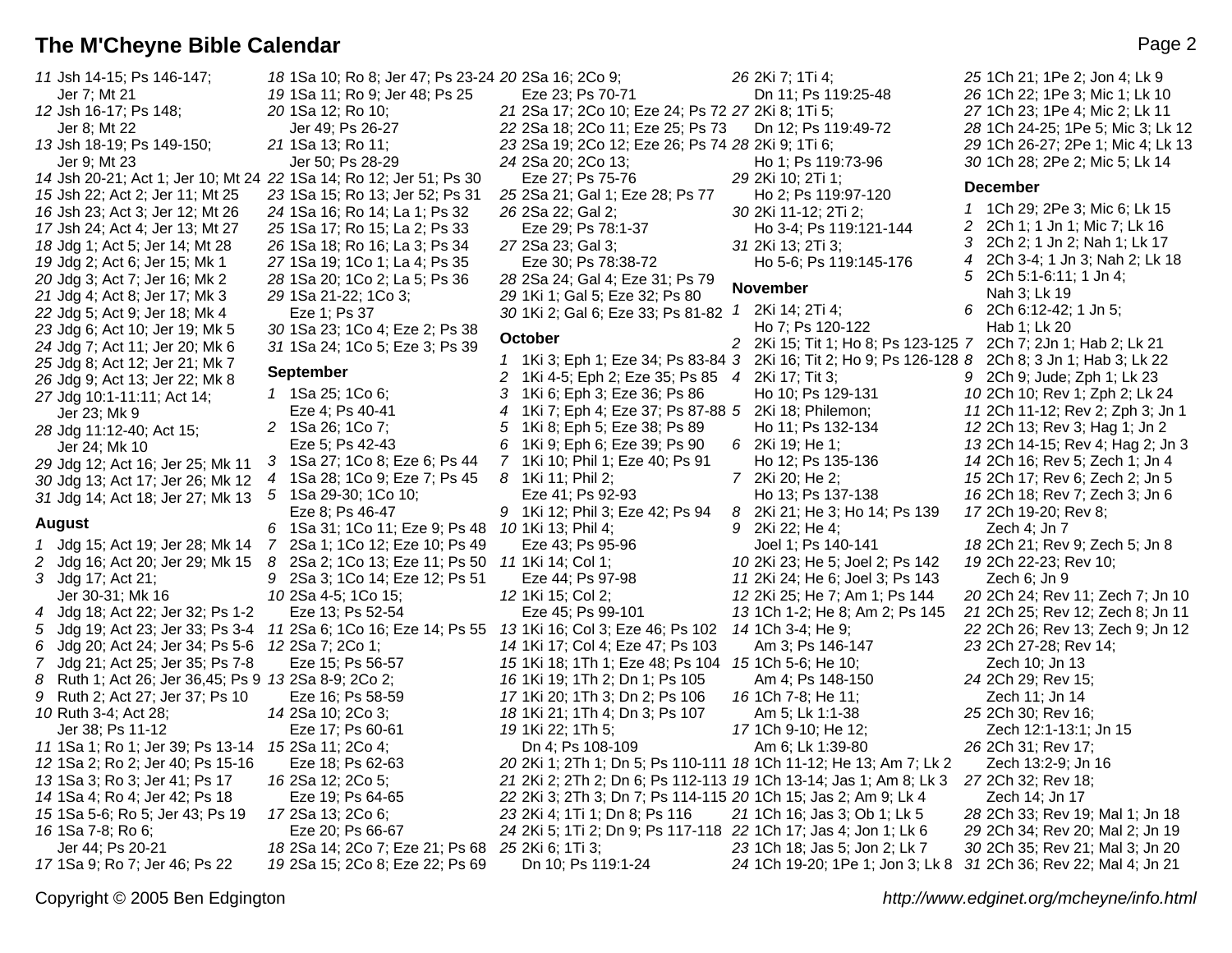# The M'Cheyne Bible Calendar

11 Jsh 14-15; Ps 146-147; Jer 7; Mt 21
12 Jsh 16-17; Ps 148; Jer 8; Mt 22
13 Jsh 18-19; Ps 149-150; Jer 9; Mt 23
14 Jsh 20-21; Act 1; Jer 10; Mt 24
15 Jsh 22; Act 2; Jer 11; Mt 25
16 Jsh 23; Act 3; Jer 12; Mt 26
17 Jsh 24; Act 4; Jer 13; Mt 27
18 Jdg 1; Act 5; Jer 14; Mt 28
19 Jdg 2; Act 6; Jer 15; Mk 1
20 Jdg 3; Act 7; Jer 16; Mk 2
21 Jdg 4; Act 8; Jer 17; Mk 3
22 Jdg 5; Act 9; Jer 18; Mk 4
23 Jdg 6; Act 10; Jer 19; Mk 5
24 Jdg 7; Act 11; Jer 20; Mk 6
25 Jdg 8; Act 12; Jer 21; Mk 7
26 Jdg 9; Act 13; Jer 22; Mk 8
27 Jdg 10:1-11:11; Act 14; Jer 23; Mk 9
28 Jdg 11:12-40; Act 15; Jer 24; Mk 10
29 Jdg 12; Act 16; Jer 25; Mk 11
30 Jdg 13; Act 17; Jer 26; Mk 12
31 Jdg 14; Act 18; Jer 27; Mk 13

## August

1 Jdg 15; Act 19; Jer 28; Mk 14
2 Jdg 16; Act 20; Jer 29; Mk 15
3 Jdg 17; Act 21; Jer 30-31; Mk 16
4 Jdg 18; Act 22; Jer 32; Ps 1-2
5 Jdg 19; Act 23; Jer 33; Ps 3-4
6 Jdg 20; Act 24; Jer 34; Ps 5-6
7 Jdg 21; Act 25; Jer 35; Ps 7-8
8 Ruth 1; Act 26; Jer 36,45; Ps 9
9 Ruth 2; Act 27; Jer 37; Ps 10
10 Ruth 3-4; Act 28; Jer 38; Ps 11-12
11 1Sa 1; Ro 1; Jer 39; Ps 13-14
12 1Sa 2; Ro 2; Jer 40; Ps 15-16
13 1Sa 3; Ro 3; Jer 41; Ps 17
14 1Sa 4; Ro 4; Jer 42; Ps 18
15 1Sa 5-6; Ro 5; Jer 43; Ps 19
16 1Sa 7-8; Ro 6; Jer 44; Ps 20-21
17 1Sa 9; Ro 7; Jer 46; Ps 22
18 1Sa 10; Ro 8; Jer 47; Ps 23-24
19 1Sa 11; Ro 9; Jer 48; Ps 25
20 1Sa 12; Ro 10; Jer 49; Ps 26-27
21 1Sa 13; Ro 11; Jer 50; Ps 28-29
22 1Sa 14; Ro 12; Jer 51; Ps 30
23 1Sa 15; Ro 13; Jer 52; Ps 31
24 1Sa 16; Ro 14; La 1; Ps 32
25 1Sa 17; Ro 15; La 2; Ps 33
26 1Sa 18; Ro 16; La 3; Ps 34
27 1Sa 19; 1Co 1; La 4; Ps 35
28 1Sa 20; 1Co 2; La 5; Ps 36
29 1Sa 21-22; 1Co 3; Eze 1; Ps 37
30 1Sa 23; 1Co 4; Eze 2; Ps 38
31 1Sa 24; 1Co 5; Eze 3; Ps 39

## September

1 1Sa 25; 1Co 6; Eze 4; Ps 40-41
2 1Sa 26; 1Co 7; Eze 5; Ps 42-43
3 1Sa 27; 1Co 8; Eze 6; Ps 44
4 1Sa 28; 1Co 9; Eze 7; Ps 45
5 1Sa 29-30; 1Co 10; Eze 8; Ps 46-47
6 1Sa 31; 1Co 11; Eze 9; Ps 48
7 2Sa 1; 1Co 12; Eze 10; Ps 49
8 2Sa 2; 1Co 13; Eze 11; Ps 50
9 2Sa 3; 1Co 14; Eze 12; Ps 51
10 2Sa 4-5; 1Co 15; Eze 13; Ps 52-54
11 2Sa 6; 1Co 16; Eze 14; Ps 55
12 2Sa 7; 2Co 1; Eze 15; Ps 56-57
13 2Sa 8-9; 2Co 2; Eze 16; Ps 58-59
14 2Sa 10; 2Co 3; Eze 17; Ps 60-61
15 2Sa 11; 2Co 4; Eze 18; Ps 62-63
16 2Sa 12; 2Co 5; Eze 19; Ps 64-65
17 2Sa 13; 2Co 6; Eze 20; Ps 66-67
18 2Sa 14; 2Co 7; Eze 21; Ps 68
19 2Sa 15; 2Co 8; Eze 22; Ps 69
20 2Sa 16; 2Co 9; Eze 23; Ps 70-71
21 2Sa 17; 2Co 10; Eze 24; Ps 72
22 2Sa 18; 2Co 11; Eze 25; Ps 73
23 2Sa 19; 2Co 12; Eze 26; Ps 74
24 2Sa 20; 2Co 13; Eze 27; Ps 75-76
25 2Sa 21; Gal 1; Eze 28; Ps 77
26 2Sa 22; Gal 2; Eze 29; Ps 78:1-37
27 2Sa 23; Gal 3; Eze 30; Ps 78:38-72
28 2Sa 24; Gal 4; Eze 31; Ps 79
29 1Ki 1; Gal 5; Eze 32; Ps 80
30 1Ki 2; Gal 6; Eze 33; Ps 81-82

## October

1 1Ki 3; Eph 1; Eze 34; Ps 83-84
2 1Ki 4-5; Eph 2; Eze 35; Ps 85
3 1Ki 6; Eph 3; Eze 36; Ps 86
4 1Ki 7; Eph 4; Eze 37; Ps 87-88
5 1Ki 8; Eph 5; Eze 38; Ps 89
6 1Ki 9; Eph 6; Eze 39; Ps 90
7 1Ki 10; Phil 1; Eze 40; Ps 91
8 1Ki 11; Phil 2; Eze 41; Ps 92-93
9 1Ki 12; Phil 3; Eze 42; Ps 94
10 1Ki 13; Phil 4; Eze 43; Ps 95-96
11 1Ki 14; Col 1; Eze 44; Ps 97-98
12 1Ki 15; Col 2; Eze 45; Ps 99-101
13 1Ki 16; Col 3; Eze 46; Ps 102
14 1Ki 17; Col 4; Eze 47; Ps 103
15 1Ki 18; 1Th 1; Eze 48; Ps 104
16 1Ki 19; 1Th 2; Dn 1; Ps 105
17 1Ki 20; 1Th 3; Dn 2; Ps 106
18 1Ki 21; 1Th 4; Dn 3; Ps 107
19 1Ki 22; 1Th 5; Dn 4; Ps 108-109
20 2Ki 1; 2Th 1; Dn 5; Ps 110-111
21 2Ki 2; 2Th 2; Dn 6; Ps 112-113
22 2Ki 3; 2Th 3; Dn 7; Ps 114-115
23 2Ki 4; 1Ti 1; Dn 8; Ps 116
24 2Ki 5; 1Ti 2; Dn 9; Ps 117-118
25 2Ki 6; 1Ti 3; Dn 10; Ps 119:1-24
26 2Ki 7; 1Ti 4; Dn 11; Ps 119:25-48
27 2Ki 8; 1Ti 5; Dn 12; Ps 119:49-72
28 2Ki 9; 1Ti 6; Ho 1; Ps 119:73-96
29 2Ki 10; 2Ti 1; Ho 2; Ps 119:97-120
30 2Ki 11-12; 2Ti 2; Ho 3-4; Ps 119:121-144
31 2Ki 13; 2Ti 3; Ho 5-6; Ps 119:145-176

## November

1 2Ki 14; 2Ti 4; Ho 7; Ps 120-122
2 2Ki 15; Tit 1; Ho 8; Ps 123-125
3 2Ki 16; Tit 2; Ho 9; Ps 126-128
4 2Ki 17; Tit 3; Ho 10; Ps 129-131
5 2Ki 18; Philemon; Ho 11; Ps 132-134
6 2Ki 19; He 1; Ho 12; Ps 135-136
7 2Ki 20; He 2; Ho 13; Ps 137-138
8 2Ki 21; He 3; Ho 14; Ps 139
9 2Ki 22; He 4; Joel 1; Ps 140-141
10 2Ki 23; He 5; Joel 2; Ps 142
11 2Ki 24; He 6; Joel 3; Ps 143
12 2Ki 25; He 7; Am 1; Ps 144
13 1Ch 1-2; He 8; Am 2; Ps 145
14 1Ch 3-4; He 9; Am 3; Ps 146-147
15 1Ch 5-6; He 10; Am 4; Ps 148-150
16 1Ch 7-8; He 11; Am 5; Lk 1:1-38
17 1Ch 9-10; He 12; Am 6; Lk 1:39-80
18 1Ch 11-12; He 13; Am 7; Lk 2
19 1Ch 13-14; Jas 1; Am 8; Lk 3
20 1Ch 15; Jas 2; Am 9; Lk 4
21 1Ch 16; Jas 3; Ob 1; Lk 5
22 1Ch 17; Jas 4; Jon 1; Lk 6
23 1Ch 18; Jas 5; Jon 2; Lk 7
24 1Ch 19-20; 1Pe 1; Jon 3; Lk 8
25 1Ch 21; 1Pe 2; Jon 4; Lk 9
26 1Ch 22; 1Pe 3; Mic 1; Lk 10
27 1Ch 23; 1Pe 4; Mic 2; Lk 11
28 1Ch 24-25; 1Pe 5; Mic 3; Lk 12
29 1Ch 26-27; 2Pe 1; Mic 4; Lk 13
30 1Ch 28; 2Pe 2; Mic 5; Lk 14

## December

1 1Ch 29; 2Pe 3; Mic 6; Lk 15
2 2Ch 1; 1 Jn 1; Mic 7; Lk 16
3 2Ch 2; 1 Jn 2; Nah 1; Lk 17
4 2Ch 3-4; 1 Jn 3; Nah 2; Lk 18
5 2Ch 5:1-6:11; 1 Jn 4; Nah 3; Lk 19
6 2Ch 6:12-42; 1 Jn 5; Hab 1; Lk 20
7 2Ch 7; 2Jn 1; Hab 2; Lk 21
8 2Ch 8; 3 Jn 1; Hab 3; Lk 22
9 2Ch 9; Jude; Zph 1; Lk 23
10 2Ch 10; Rev 1; Zph 2; Lk 24
11 2Ch 11-12; Rev 2; Zph 3; Jn 1
12 2Ch 13; Rev 3; Hag 1; Jn 2
13 2Ch 14-15; Rev 4; Hag 2; Jn 3
14 2Ch 16; Rev 5; Zech 1; Jn 4
15 2Ch 17; Rev 6; Zech 2; Jn 5
16 2Ch 18; Rev 7; Zech 3; Jn 6
17 2Ch 19-20; Rev 8; Zech 4; Jn 7
18 2Ch 21; Rev 9; Zech 5; Jn 8
19 2Ch 22-23; Rev 10; Zech 6; Jn 9
20 2Ch 24; Rev 11; Zech 7; Jn 10
21 2Ch 25; Rev 12; Zech 8; Jn 11
22 2Ch 26; Rev 13; Zech 9; Jn 12
23 2Ch 27-28; Rev 14; Zech 10; Jn 13
24 2Ch 29; Rev 15; Zech 11; Jn 14
25 2Ch 30; Rev 16; Zech 12:1-13:1; Jn 15
26 2Ch 31; Rev 17; Zech 13:2-9; Jn 16
27 2Ch 32; Rev 18; Zech 14; Jn 17
28 2Ch 33; Rev 19; Mal 1; Jn 18
29 2Ch 34; Rev 20; Mal 2; Jn 19
30 2Ch 35; Rev 21; Mal 3; Jn 20
31 2Ch 36; Rev 22; Mal 4; Jn 21

Copyright © 2005 Ben Edgington

*http://www.edginet.org/mcheyne/info.html*